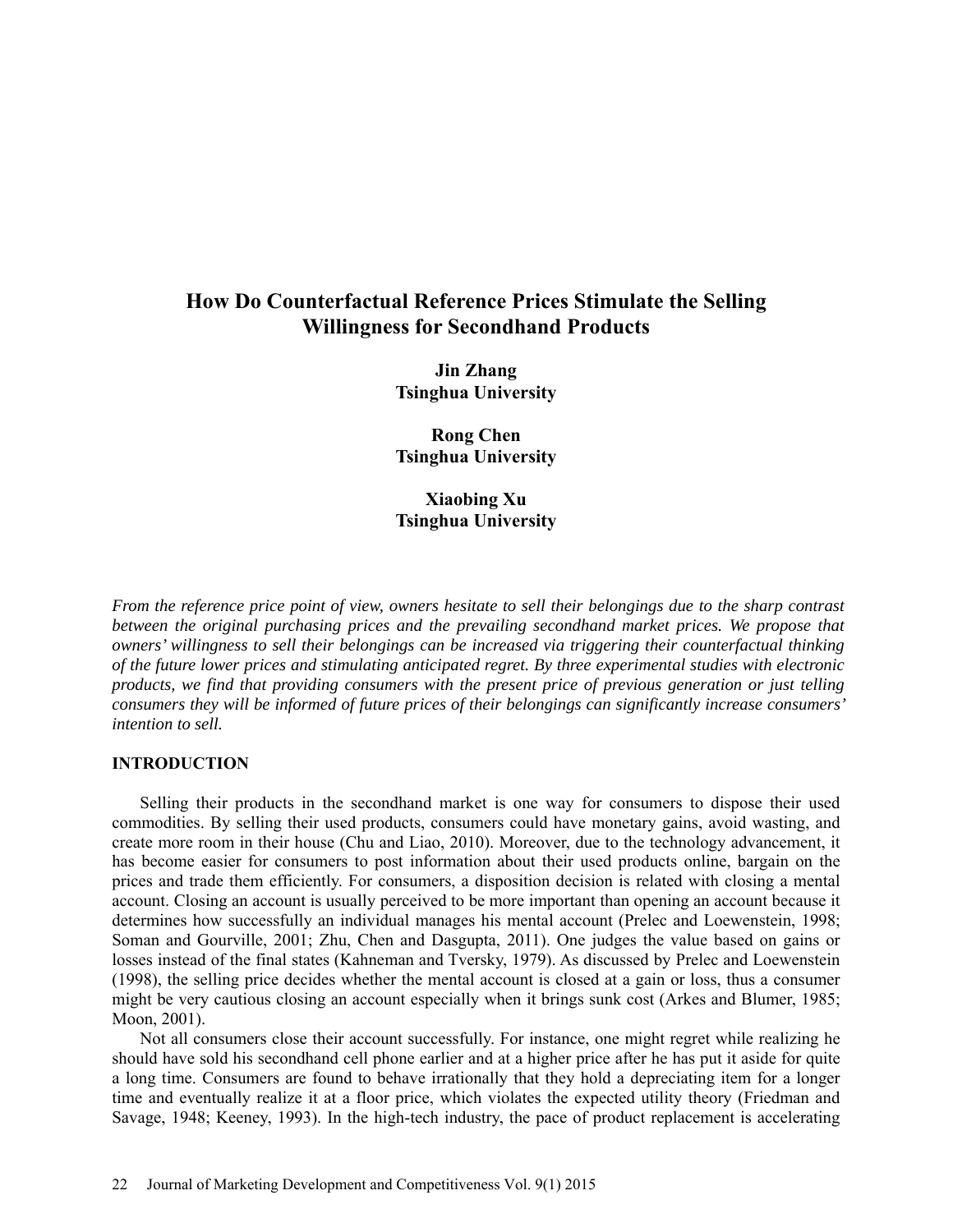# How Do Counterfactual Reference Prices Stimulate the Selling Willingness for Secondhand Products

**Jin Zhang**
**Tsinghua University**

**Rong Chen**
**Tsinghua University**

**Xiaobing Xu**
**Tsinghua University**

*From the reference price point of view, owners hesitate to sell their belongings due to the sharp contrast between the original purchasing prices and the prevailing secondhand market prices. We propose that owners' willingness to sell their belongings can be increased via triggering their counterfactual thinking of the future lower prices and stimulating anticipated regret. By three experimental studies with electronic products, we find that providing consumers with the present price of previous generation or just telling consumers they will be informed of future prices of their belongings can significantly increase consumers' intention to sell.*

## INTRODUCTION

Selling their products in the secondhand market is one way for consumers to dispose their used commodities. By selling their used products, consumers could have monetary gains, avoid wasting, and create more room in their house (Chu and Liao, 2010). Moreover, due to the technology advancement, it has become easier for consumers to post information about their used products online, bargain on the prices and trade them efficiently. For consumers, a disposition decision is related with closing a mental account. Closing an account is usually perceived to be more important than opening an account because it determines how successfully an individual manages his mental account (Prelec and Loewenstein, 1998; Soman and Gourville, 2001; Zhu, Chen and Dasgupta, 2011). One judges the value based on gains or losses instead of the final states (Kahneman and Tversky, 1979). As discussed by Prelec and Loewenstein (1998), the selling price decides whether the mental account is closed at a gain or loss, thus a consumer might be very cautious closing an account especially when it brings sunk cost (Arkes and Blumer, 1985; Moon, 2001).

Not all consumers close their account successfully. For instance, one might regret while realizing he should have sold his secondhand cell phone earlier and at a higher price after he has put it aside for quite a long time. Consumers are found to behave irrationally that they hold a depreciating item for a longer time and eventually realize it at a floor price, which violates the expected utility theory (Friedman and Savage, 1948; Keeney, 1993). In the high-tech industry, the pace of product replacement is accelerating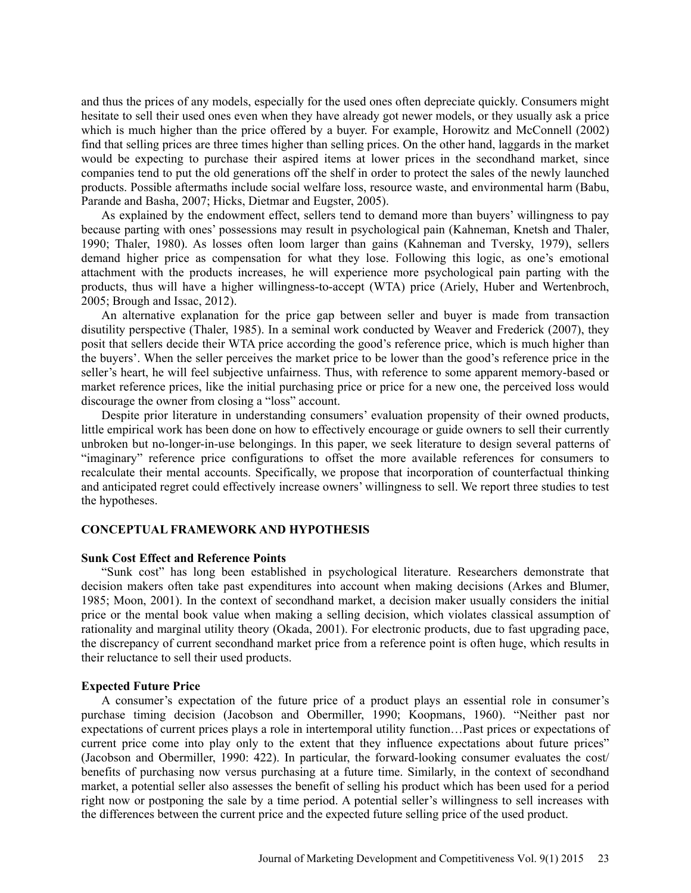and thus the prices of any models, especially for the used ones often depreciate quickly. Consumers might hesitate to sell their used ones even when they have already got newer models, or they usually ask a price which is much higher than the price offered by a buyer. For example, Horowitz and McConnell (2002) find that selling prices are three times higher than selling prices. On the other hand, laggards in the market would be expecting to purchase their aspired items at lower prices in the secondhand market, since companies tend to put the old generations off the shelf in order to protect the sales of the newly launched products. Possible aftermaths include social welfare loss, resource waste, and environmental harm (Babu, Parande and Basha, 2007; Hicks, Dietmar and Eugster, 2005).

As explained by the endowment effect, sellers tend to demand more than buyers' willingness to pay because parting with ones' possessions may result in psychological pain (Kahneman, Knetsh and Thaler, 1990; Thaler, 1980). As losses often loom larger than gains (Kahneman and Tversky, 1979), sellers demand higher price as compensation for what they lose. Following this logic, as one's emotional attachment with the products increases, he will experience more psychological pain parting with the products, thus will have a higher willingness-to-accept (WTA) price (Ariely, Huber and Wertenbroch, 2005; Brough and Issac, 2012).

An alternative explanation for the price gap between seller and buyer is made from transaction disutility perspective (Thaler, 1985). In a seminal work conducted by Weaver and Frederick (2007), they posit that sellers decide their WTA price according the good's reference price, which is much higher than the buyers'. When the seller perceives the market price to be lower than the good's reference price in the seller's heart, he will feel subjective unfairness. Thus, with reference to some apparent memory-based or market reference prices, like the initial purchasing price or price for a new one, the perceived loss would discourage the owner from closing a "loss" account.

Despite prior literature in understanding consumers' evaluation propensity of their owned products, little empirical work has been done on how to effectively encourage or guide owners to sell their currently unbroken but no-longer-in-use belongings. In this paper, we seek literature to design several patterns of "imaginary" reference price configurations to offset the more available references for consumers to recalculate their mental accounts. Specifically, we propose that incorporation of counterfactual thinking and anticipated regret could effectively increase owners' willingness to sell. We report three studies to test the hypotheses.

## CONCEPTUAL FRAMEWORK AND HYPOTHESIS

### Sunk Cost Effect and Reference Points

"Sunk cost" has long been established in psychological literature. Researchers demonstrate that decision makers often take past expenditures into account when making decisions (Arkes and Blumer, 1985; Moon, 2001). In the context of secondhand market, a decision maker usually considers the initial price or the mental book value when making a selling decision, which violates classical assumption of rationality and marginal utility theory (Okada, 2001). For electronic products, due to fast upgrading pace, the discrepancy of current secondhand market price from a reference point is often huge, which results in their reluctance to sell their used products.

### Expected Future Price

A consumer's expectation of the future price of a product plays an essential role in consumer's purchase timing decision (Jacobson and Obermiller, 1990; Koopmans, 1960). "Neither past nor expectations of current prices plays a role in intertemporal utility function…Past prices or expectations of current price come into play only to the extent that they influence expectations about future prices" (Jacobson and Obermiller, 1990: 422). In particular, the forward-looking consumer evaluates the cost/ benefits of purchasing now versus purchasing at a future time. Similarly, in the context of secondhand market, a potential seller also assesses the benefit of selling his product which has been used for a period right now or postponing the sale by a time period. A potential seller's willingness to sell increases with the differences between the current price and the expected future selling price of the used product.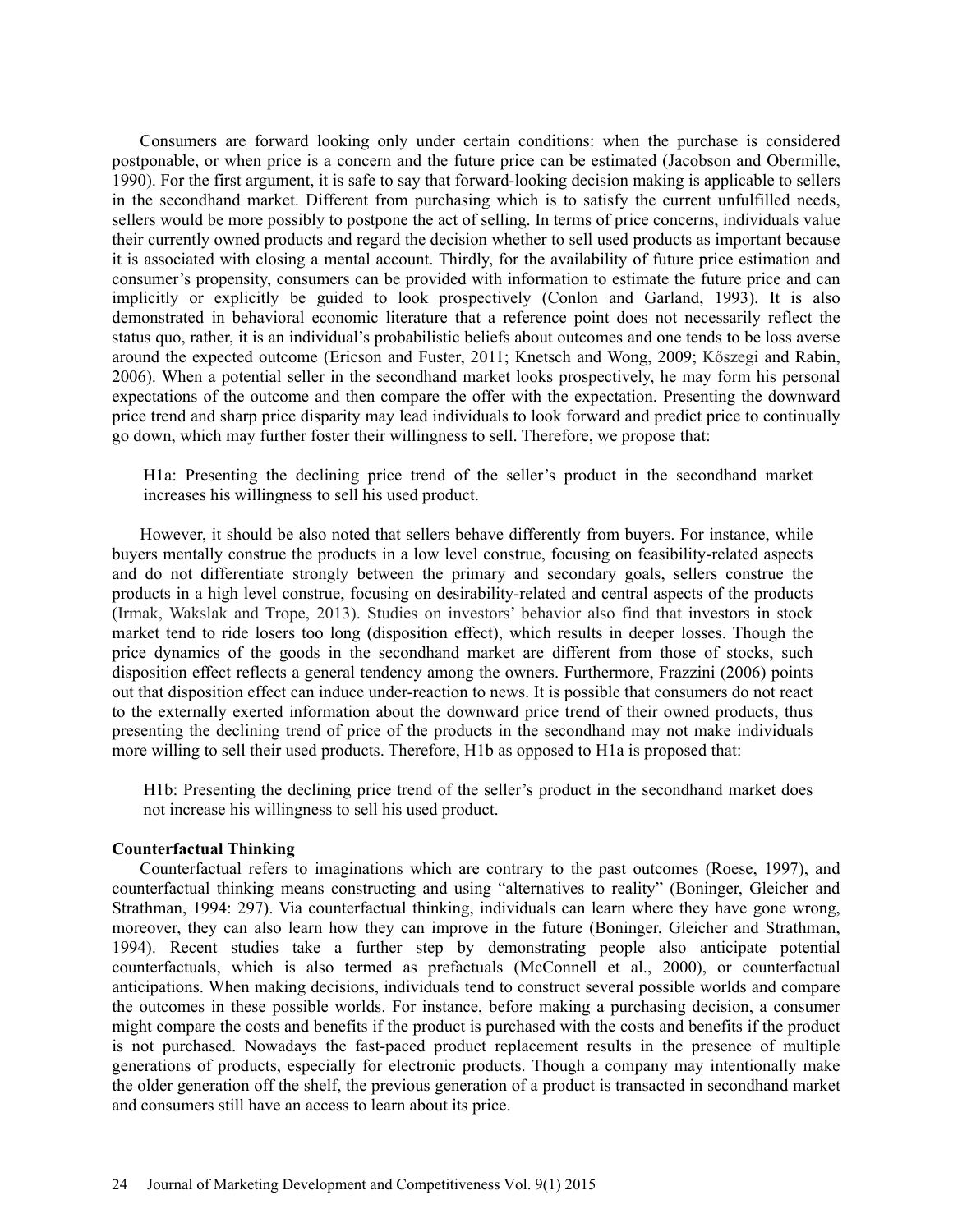Consumers are forward looking only under certain conditions: when the purchase is considered postponable, or when price is a concern and the future price can be estimated (Jacobson and Obermille, 1990). For the first argument, it is safe to say that forward-looking decision making is applicable to sellers in the secondhand market. Different from purchasing which is to satisfy the current unfulfilled needs, sellers would be more possibly to postpone the act of selling. In terms of price concerns, individuals value their currently owned products and regard the decision whether to sell used products as important because it is associated with closing a mental account. Thirdly, for the availability of future price estimation and consumer's propensity, consumers can be provided with information to estimate the future price and can implicitly or explicitly be guided to look prospectively (Conlon and Garland, 1993). It is also demonstrated in behavioral economic literature that a reference point does not necessarily reflect the status quo, rather, it is an individual's probabilistic beliefs about outcomes and one tends to be loss averse around the expected outcome (Ericson and Fuster, 2011; Knetsch and Wong, 2009; Kőszegi and Rabin, 2006). When a potential seller in the secondhand market looks prospectively, he may form his personal expectations of the outcome and then compare the offer with the expectation. Presenting the downward price trend and sharp price disparity may lead individuals to look forward and predict price to continually go down, which may further foster their willingness to sell. Therefore, we propose that:

> H1a: Presenting the declining price trend of the seller's product in the secondhand market increases his willingness to sell his used product.

However, it should be also noted that sellers behave differently from buyers. For instance, while buyers mentally construe the products in a low level construe, focusing on feasibility-related aspects and do not differentiate strongly between the primary and secondary goals, sellers construe the products in a high level construe, focusing on desirability-related and central aspects of the products (Irmak, Wakslak and Trope, 2013). Studies on investors' behavior also find that investors in stock market tend to ride losers too long (disposition effect), which results in deeper losses. Though the price dynamics of the goods in the secondhand market are different from those of stocks, such disposition effect reflects a general tendency among the owners. Furthermore, Frazzini (2006) points out that disposition effect can induce under-reaction to news. It is possible that consumers do not react to the externally exerted information about the downward price trend of their owned products, thus presenting the declining trend of price of the products in the secondhand may not make individuals more willing to sell their used products. Therefore, H1b as opposed to H1a is proposed that:

> H1b: Presenting the declining price trend of the seller's product in the secondhand market does not increase his willingness to sell his used product.

**Counterfactual Thinking**

Counterfactual refers to imaginations which are contrary to the past outcomes (Roese, 1997), and counterfactual thinking means constructing and using "alternatives to reality" (Boninger, Gleicher and Strathman, 1994: 297). Via counterfactual thinking, individuals can learn where they have gone wrong, moreover, they can also learn how they can improve in the future (Boninger, Gleicher and Strathman, 1994). Recent studies take a further step by demonstrating people also anticipate potential counterfactuals, which is also termed as prefactuals (McConnell et al., 2000), or counterfactual anticipations. When making decisions, individuals tend to construct several possible worlds and compare the outcomes in these possible worlds. For instance, before making a purchasing decision, a consumer might compare the costs and benefits if the product is purchased with the costs and benefits if the product is not purchased. Nowadays the fast-paced product replacement results in the presence of multiple generations of products, especially for electronic products. Though a company may intentionally make the older generation off the shelf, the previous generation of a product is transacted in secondhand market and consumers still have an access to learn about its price.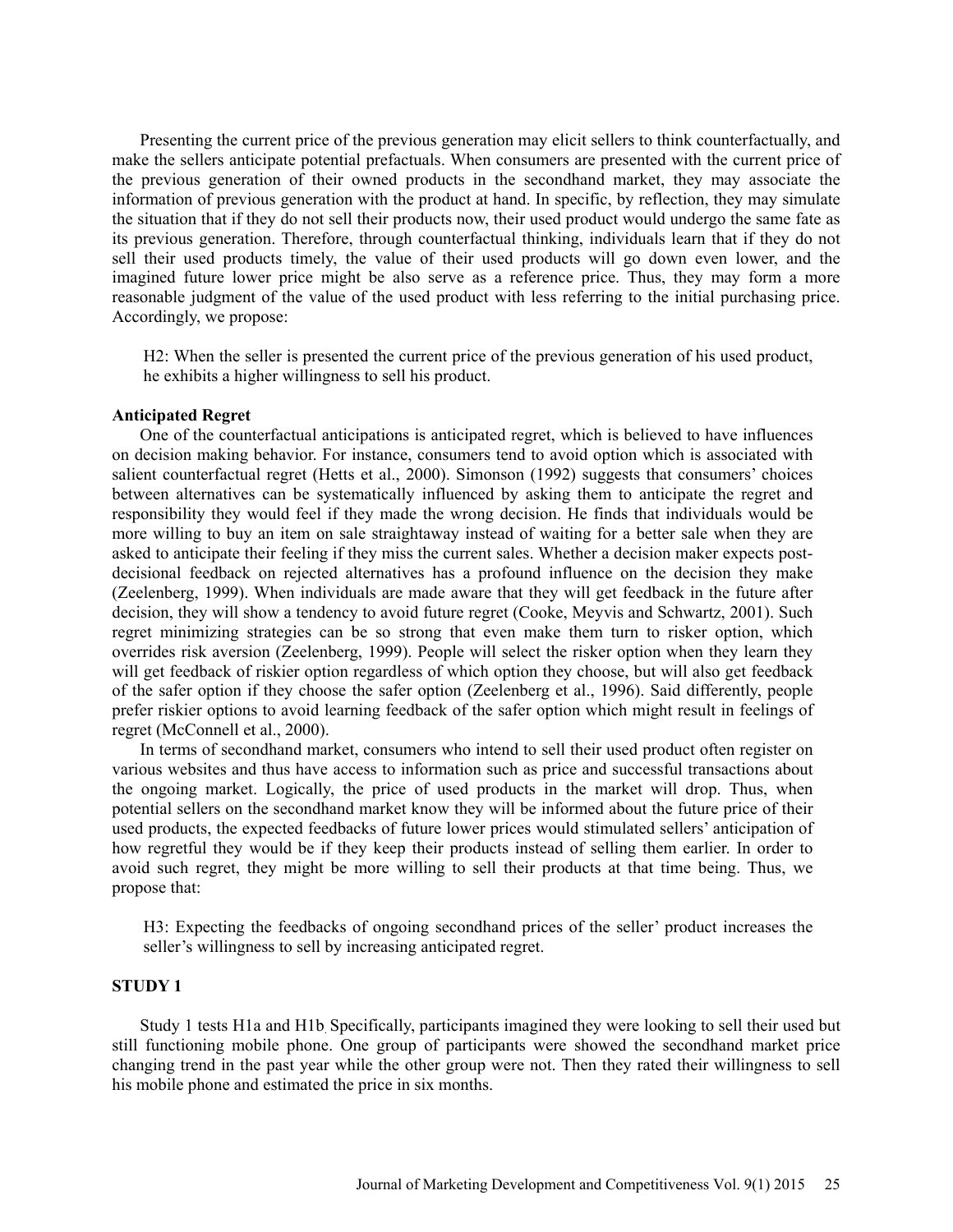Presenting the current price of the previous generation may elicit sellers to think counterfactually, and make the sellers anticipate potential prefactuals. When consumers are presented with the current price of the previous generation of their owned products in the secondhand market, they may associate the information of previous generation with the product at hand. In specific, by reflection, they may simulate the situation that if they do not sell their products now, their used product would undergo the same fate as its previous generation. Therefore, through counterfactual thinking, individuals learn that if they do not sell their used products timely, the value of their used products will go down even lower, and the imagined future lower price might be also serve as a reference price. Thus, they may form a more reasonable judgment of the value of the used product with less referring to the initial purchasing price. Accordingly, we propose:

> H2: When the seller is presented the current price of the previous generation of his used product, he exhibits a higher willingness to sell his product.

### Anticipated Regret

One of the counterfactual anticipations is anticipated regret, which is believed to have influences on decision making behavior. For instance, consumers tend to avoid option which is associated with salient counterfactual regret (Hetts et al., 2000). Simonson (1992) suggests that consumers' choices between alternatives can be systematically influenced by asking them to anticipate the regret and responsibility they would feel if they made the wrong decision. He finds that individuals would be more willing to buy an item on sale straightaway instead of waiting for a better sale when they are asked to anticipate their feeling if they miss the current sales. Whether a decision maker expects post-decisional feedback on rejected alternatives has a profound influence on the decision they make (Zeelenberg, 1999). When individuals are made aware that they will get feedback in the future after decision, they will show a tendency to avoid future regret (Cooke, Meyvis and Schwartz, 2001). Such regret minimizing strategies can be so strong that even make them turn to risker option, which overrides risk aversion (Zeelenberg, 1999). People will select the risker option when they learn they will get feedback of riskier option regardless of which option they choose, but will also get feedback of the safer option if they choose the safer option (Zeelenberg et al., 1996). Said differently, people prefer riskier options to avoid learning feedback of the safer option which might result in feelings of regret (McConnell et al., 2000).

In terms of secondhand market, consumers who intend to sell their used product often register on various websites and thus have access to information such as price and successful transactions about the ongoing market. Logically, the price of used products in the market will drop. Thus, when potential sellers on the secondhand market know they will be informed about the future price of their used products, the expected feedbacks of future lower prices would stimulated sellers' anticipation of how regretful they would be if they keep their products instead of selling them earlier. In order to avoid such regret, they might be more willing to sell their products at that time being. Thus, we propose that:

> H3: Expecting the feedbacks of ongoing secondhand prices of the seller' product increases the seller's willingness to sell by increasing anticipated regret.

## STUDY 1

Study 1 tests H1a and H1b. Specifically, participants imagined they were looking to sell their used but still functioning mobile phone. One group of participants were showed the secondhand market price changing trend in the past year while the other group were not. Then they rated their willingness to sell his mobile phone and estimated the price in six months.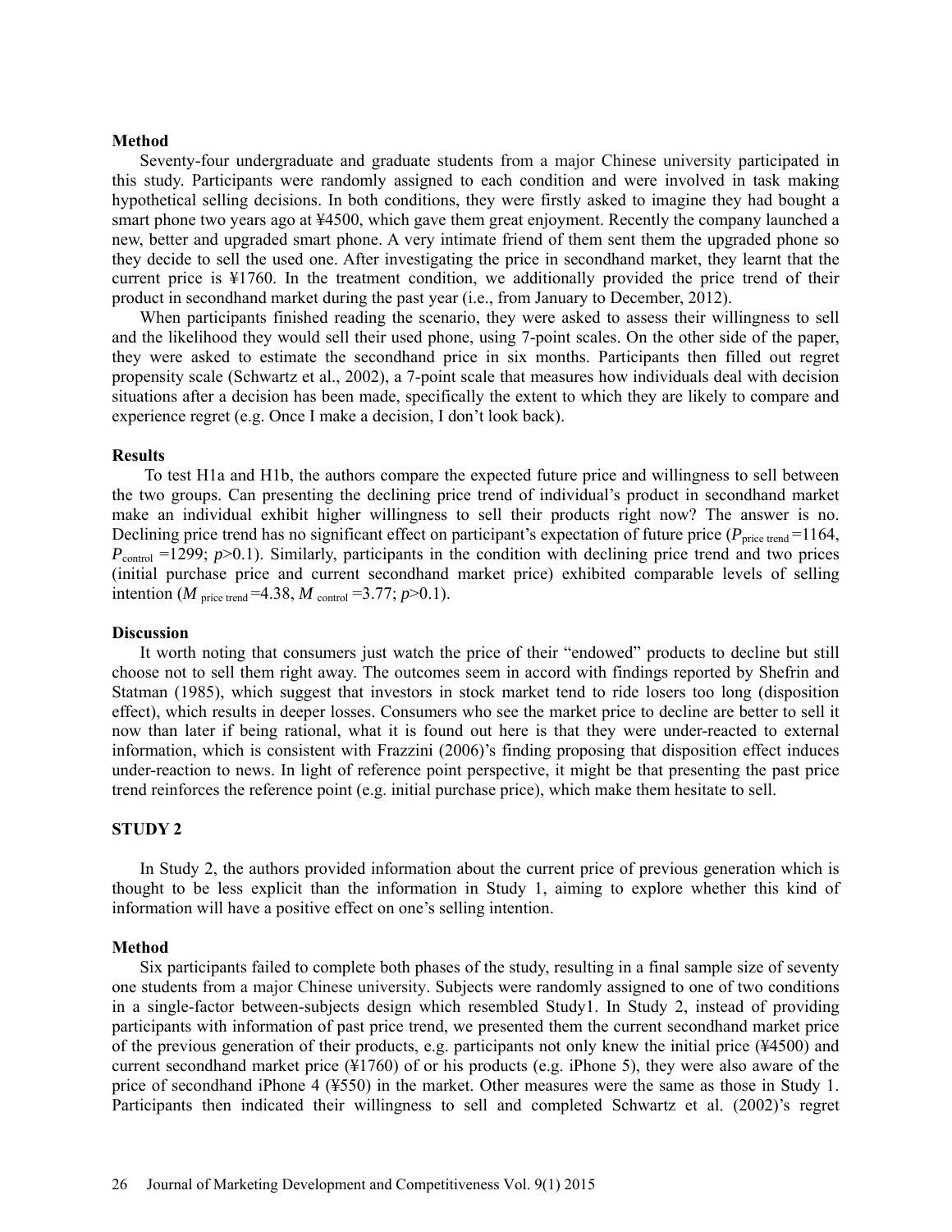### Method

Seventy-four undergraduate and graduate students from a major Chinese university participated in this study. Participants were randomly assigned to each condition and were involved in task making hypothetical selling decisions. In both conditions, they were firstly asked to imagine they had bought a smart phone two years ago at ¥4500, which gave them great enjoyment. Recently the company launched a new, better and upgraded smart phone. A very intimate friend of them sent them the upgraded phone so they decide to sell the used one. After investigating the price in secondhand market, they learnt that the current price is ¥1760. In the treatment condition, we additionally provided the price trend of their product in secondhand market during the past year (i.e., from January to December, 2012).

When participants finished reading the scenario, they were asked to assess their willingness to sell and the likelihood they would sell their used phone, using 7-point scales. On the other side of the paper, they were asked to estimate the secondhand price in six months. Participants then filled out regret propensity scale (Schwartz et al., 2002), a 7-point scale that measures how individuals deal with decision situations after a decision has been made, specifically the extent to which they are likely to compare and experience regret (e.g. Once I make a decision, I don't look back).

### Results

To test H1a and H1b, the authors compare the expected future price and willingness to sell between the two groups. Can presenting the declining price trend of individual's product in secondhand market make an individual exhibit higher willingness to sell their products right now? The answer is no. Declining price trend has no significant effect on participant's expectation of future price ($P_{\text{price trend}}$ =1164, $P_{\text{control}}$ =1299; $p$>0.1). Similarly, participants in the condition with declining price trend and two prices (initial purchase price and current secondhand market price) exhibited comparable levels of selling intention ($M_{\text{price trend}}$ =4.38, $M_{\text{control}}$ =3.77; $p$>0.1).

### Discussion

It worth noting that consumers just watch the price of their "endowed" products to decline but still choose not to sell them right away. The outcomes seem in accord with findings reported by Shefrin and Statman (1985), which suggest that investors in stock market tend to ride losers too long (disposition effect), which results in deeper losses. Consumers who see the market price to decline are better to sell it now than later if being rational, what it is found out here is that they were under-reacted to external information, which is consistent with Frazzini (2006)'s finding proposing that disposition effect induces under-reaction to news. In light of reference point perspective, it might be that presenting the past price trend reinforces the reference point (e.g. initial purchase price), which make them hesitate to sell.

## STUDY 2

In Study 2, the authors provided information about the current price of previous generation which is thought to be less explicit than the information in Study 1, aiming to explore whether this kind of information will have a positive effect on one's selling intention.

### Method

Six participants failed to complete both phases of the study, resulting in a final sample size of seventy one students from a major Chinese university. Subjects were randomly assigned to one of two conditions in a single-factor between-subjects design which resembled Study1. In Study 2, instead of providing participants with information of past price trend, we presented them the current secondhand market price of the previous generation of their products, e.g. participants not only knew the initial price (¥4500) and current secondhand market price (¥1760) of or his products (e.g. iPhone 5), they were also aware of the price of secondhand iPhone 4 (¥550) in the market. Other measures were the same as those in Study 1. Participants then indicated their willingness to sell and completed Schwartz et al. (2002)'s regret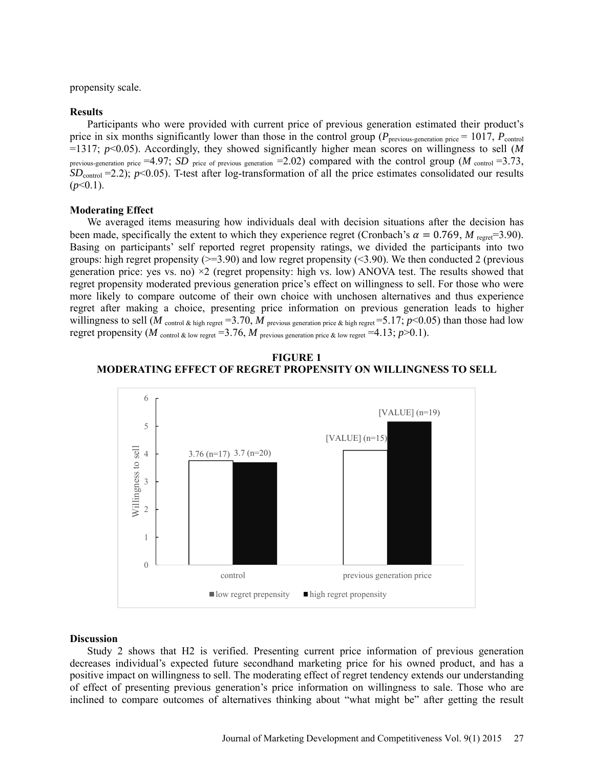propensity scale.

**Results**

Participants who were provided with current price of previous generation estimated their product's price in six months significantly lower than those in the control group ($P_{\text{previous-generation price}} = 1017$, $P_{\text{control}} = 1317$; $p<0.05$). Accordingly, they showed significantly higher mean scores on willingness to sell ($M_{\text{previous-generation price}} = 4.97$; $SD_{\text{price of previous generation}} = 2.02$) compared with the control group ($M_{\text{control}} = 3.73$, $SD_{\text{control}} = 2.2$); $p<0.05$). T-test after log-transformation of all the price estimates consolidated our results ($p<0.1$).

**Moderating Effect**

We averaged items measuring how individuals deal with decision situations after the decision has been made, specifically the extent to which they experience regret (Cronbach's $\alpha = 0.769$, $M_{\text{regret}}=3.90$). Basing on participants' self reported regret propensity ratings, we divided the participants into two groups: high regret propensity (>=3.90) and low regret propensity (<3.90). We then conducted 2 (previous generation price: yes vs. no) ×2 (regret propensity: high vs. low) ANOVA test. The results showed that regret propensity moderated previous generation price's effect on willingness to sell. For those who were more likely to compare outcome of their own choice with unchosen alternatives and thus experience regret after making a choice, presenting price information on previous generation leads to higher willingness to sell ($M_{\text{control \& high regret}} = 3.70$, $M_{\text{previous generation price \& high regret}} = 5.17$; $p<0.05$) than those had low regret propensity ($M_{\text{control \& low regret}} = 3.76$, $M_{\text{previous generation price \& low regret}} = 4.13$; $p>0.1$).

**FIGURE 1**
**MODERATING EFFECT OF REGRET PROPENSITY ON WILLINGNESS TO SELL**

| Condition | low regret prepensity | high regret propensity |
|---|---|---|
| control | 3.76 (n=17) | 3.7 (n=20) |
| previous generation price | [VALUE] (n=15) | [VALUE] (n=19) |

**Discussion**

Study 2 shows that H2 is verified. Presenting current price information of previous generation decreases individual's expected future secondhand marketing price for his owned product, and has a positive impact on willingness to sell. The moderating effect of regret tendency extends our understanding of effect of presenting previous generation's price information on willingness to sale. Those who are inclined to compare outcomes of alternatives thinking about "what might be" after getting the result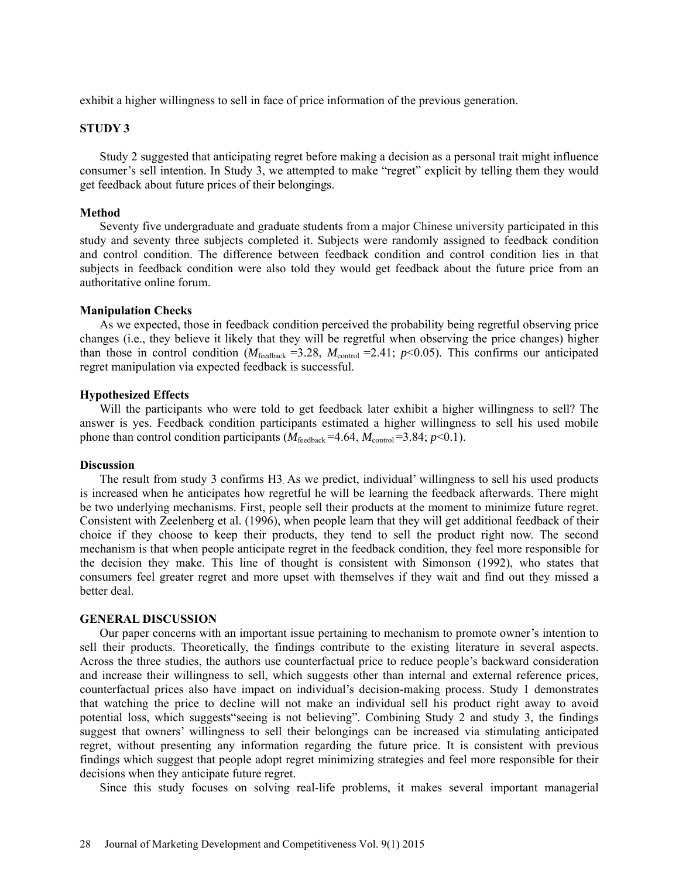exhibit a higher willingness to sell in face of price information of the previous generation.

## STUDY 3

Study 2 suggested that anticipating regret before making a decision as a personal trait might influence consumer's sell intention. In Study 3, we attempted to make "regret" explicit by telling them they would get feedback about future prices of their belongings.

### Method

Seventy five undergraduate and graduate students from a major Chinese university participated in this study and seventy three subjects completed it. Subjects were randomly assigned to feedback condition and control condition. The difference between feedback condition and control condition lies in that subjects in feedback condition were also told they would get feedback about the future price from an authoritative online forum.

### Manipulation Checks

As we expected, those in feedback condition perceived the probability being regretful observing price changes (i.e., they believe it likely that they will be regretful when observing the price changes) higher than those in control condition ($M_{\text{feedback}}$ =3.28, $M_{\text{control}}$ =2.41; $p$<0.05). This confirms our anticipated regret manipulation via expected feedback is successful.

### Hypothesized Effects

Will the participants who were told to get feedback later exhibit a higher willingness to sell? The answer is yes. Feedback condition participants estimated a higher willingness to sell his used mobile phone than control condition participants ($M_{\text{feedback}}$ =4.64, $M_{\text{control}}$ =3.84; $p$<0.1).

### Discussion

The result from study 3 confirms H3. As we predict, individual' willingness to sell his used products is increased when he anticipates how regretful he will be learning the feedback afterwards. There might be two underlying mechanisms. First, people sell their products at the moment to minimize future regret. Consistent with Zeelenberg et al. (1996), when people learn that they will get additional feedback of their choice if they choose to keep their products, they tend to sell the product right now. The second mechanism is that when people anticipate regret in the feedback condition, they feel more responsible for the decision they make. This line of thought is consistent with Simonson (1992), who states that consumers feel greater regret and more upset with themselves if they wait and find out they missed a better deal.

## GENERAL DISCUSSION

Our paper concerns with an important issue pertaining to mechanism to promote owner's intention to sell their products. Theoretically, the findings contribute to the existing literature in several aspects. Across the three studies, the authors use counterfactual price to reduce people's backward consideration and increase their willingness to sell, which suggests other than internal and external reference prices, counterfactual prices also have impact on individual's decision-making process. Study 1 demonstrates that watching the price to decline will not make an individual sell his product right away to avoid potential loss, which suggests"seeing is not believing". Combining Study 2 and study 3, the findings suggest that owners' willingness to sell their belongings can be increased via stimulating anticipated regret, without presenting any information regarding the future price. It is consistent with previous findings which suggest that people adopt regret minimizing strategies and feel more responsible for their decisions when they anticipate future regret.

Since this study focuses on solving real-life problems, it makes several important managerial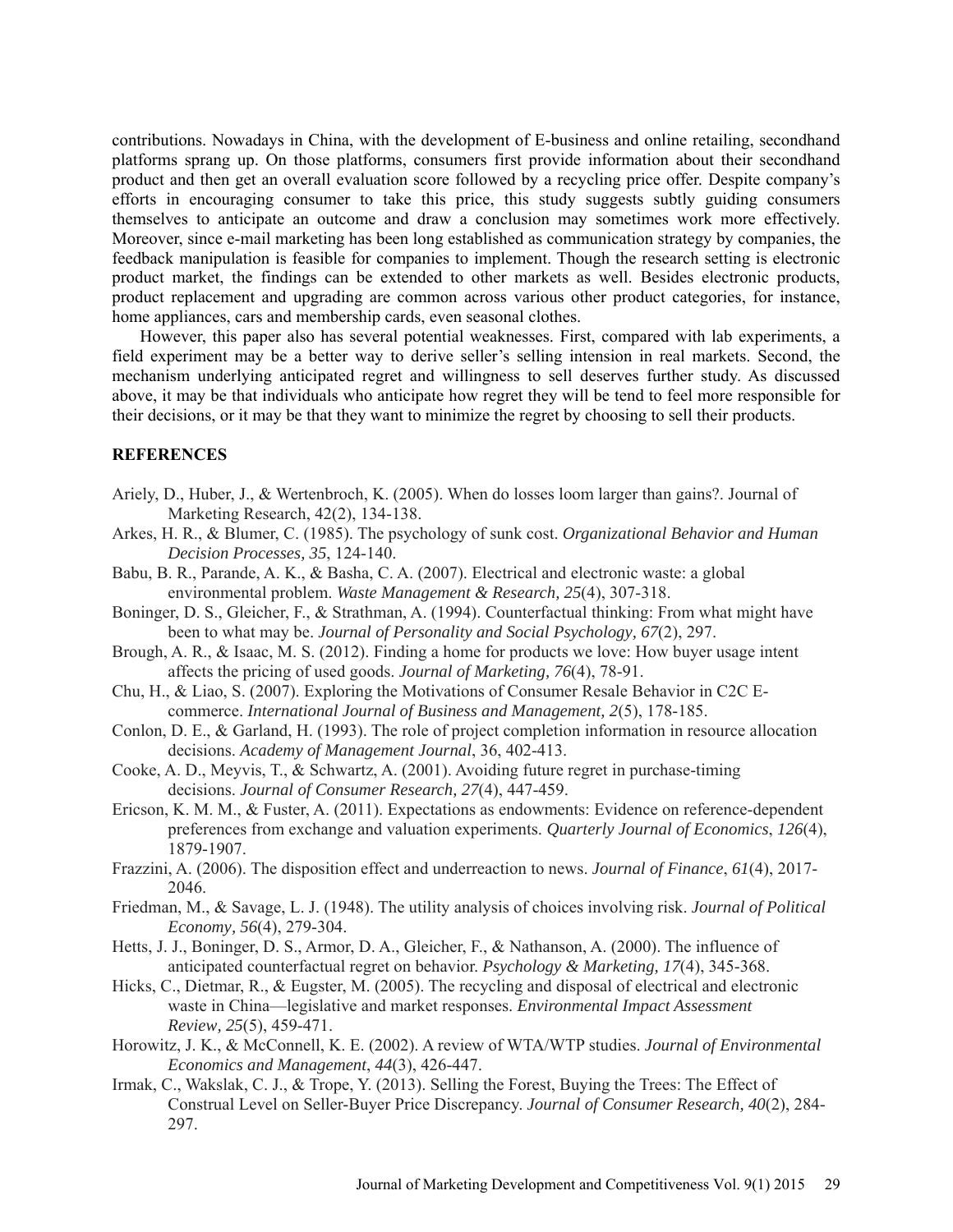contributions. Nowadays in China, with the development of E-business and online retailing, secondhand platforms sprang up. On those platforms, consumers first provide information about their secondhand product and then get an overall evaluation score followed by a recycling price offer. Despite company's efforts in encouraging consumer to take this price, this study suggests subtly guiding consumers themselves to anticipate an outcome and draw a conclusion may sometimes work more effectively. Moreover, since e-mail marketing has been long established as communication strategy by companies, the feedback manipulation is feasible for companies to implement. Though the research setting is electronic product market, the findings can be extended to other markets as well. Besides electronic products, product replacement and upgrading are common across various other product categories, for instance, home appliances, cars and membership cards, even seasonal clothes.

However, this paper also has several potential weaknesses. First, compared with lab experiments, a field experiment may be a better way to derive seller's selling intension in real markets. Second, the mechanism underlying anticipated regret and willingness to sell deserves further study. As discussed above, it may be that individuals who anticipate how regret they will be tend to feel more responsible for their decisions, or it may be that they want to minimize the regret by choosing to sell their products.

## REFERENCES

Ariely, D., Huber, J., & Wertenbroch, K. (2005). When do losses loom larger than gains?. Journal of Marketing Research, 42(2), 134-138.

Arkes, H. R., & Blumer, C. (1985). The psychology of sunk cost. *Organizational Behavior and Human Decision Processes, 35*, 124-140.

Babu, B. R., Parande, A. K., & Basha, C. A. (2007). Electrical and electronic waste: a global environmental problem. *Waste Management & Research, 25*(4), 307-318.

Boninger, D. S., Gleicher, F., & Strathman, A. (1994). Counterfactual thinking: From what might have been to what may be. *Journal of Personality and Social Psychology, 67*(2), 297.

Brough, A. R., & Isaac, M. S. (2012). Finding a home for products we love: How buyer usage intent affects the pricing of used goods. *Journal of Marketing, 76*(4), 78-91.

Chu, H., & Liao, S. (2007). Exploring the Motivations of Consumer Resale Behavior in C2C E-commerce. *International Journal of Business and Management, 2*(5), 178-185.

Conlon, D. E., & Garland, H. (1993). The role of project completion information in resource allocation decisions. *Academy of Management Journal*, 36, 402-413.

Cooke, A. D., Meyvis, T., & Schwartz, A. (2001). Avoiding future regret in purchase-timing decisions. *Journal of Consumer Research, 27*(4), 447-459.

Ericson, K. M. M., & Fuster, A. (2011). Expectations as endowments: Evidence on reference-dependent preferences from exchange and valuation experiments. *Quarterly Journal of Economics*, *126*(4), 1879-1907.

Frazzini, A. (2006). The disposition effect and underreaction to news. *Journal of Finance*, *61*(4), 2017-2046.

Friedman, M., & Savage, L. J. (1948). The utility analysis of choices involving risk. *Journal of Political Economy, 56*(4), 279-304.

Hetts, J. J., Boninger, D. S., Armor, D. A., Gleicher, F., & Nathanson, A. (2000). The influence of anticipated counterfactual regret on behavior. *Psychology & Marketing, 17*(4), 345-368.

Hicks, C., Dietmar, R., & Eugster, M. (2005). The recycling and disposal of electrical and electronic waste in China—legislative and market responses. *Environmental Impact Assessment Review, 25*(5), 459-471.

Horowitz, J. K., & McConnell, K. E. (2002). A review of WTA/WTP studies. *Journal of Environmental Economics and Management*, *44*(3), 426-447.

Irmak, C., Wakslak, C. J., & Trope, Y. (2013). Selling the Forest, Buying the Trees: The Effect of Construal Level on Seller-Buyer Price Discrepancy. *Journal of Consumer Research, 40*(2), 284-297.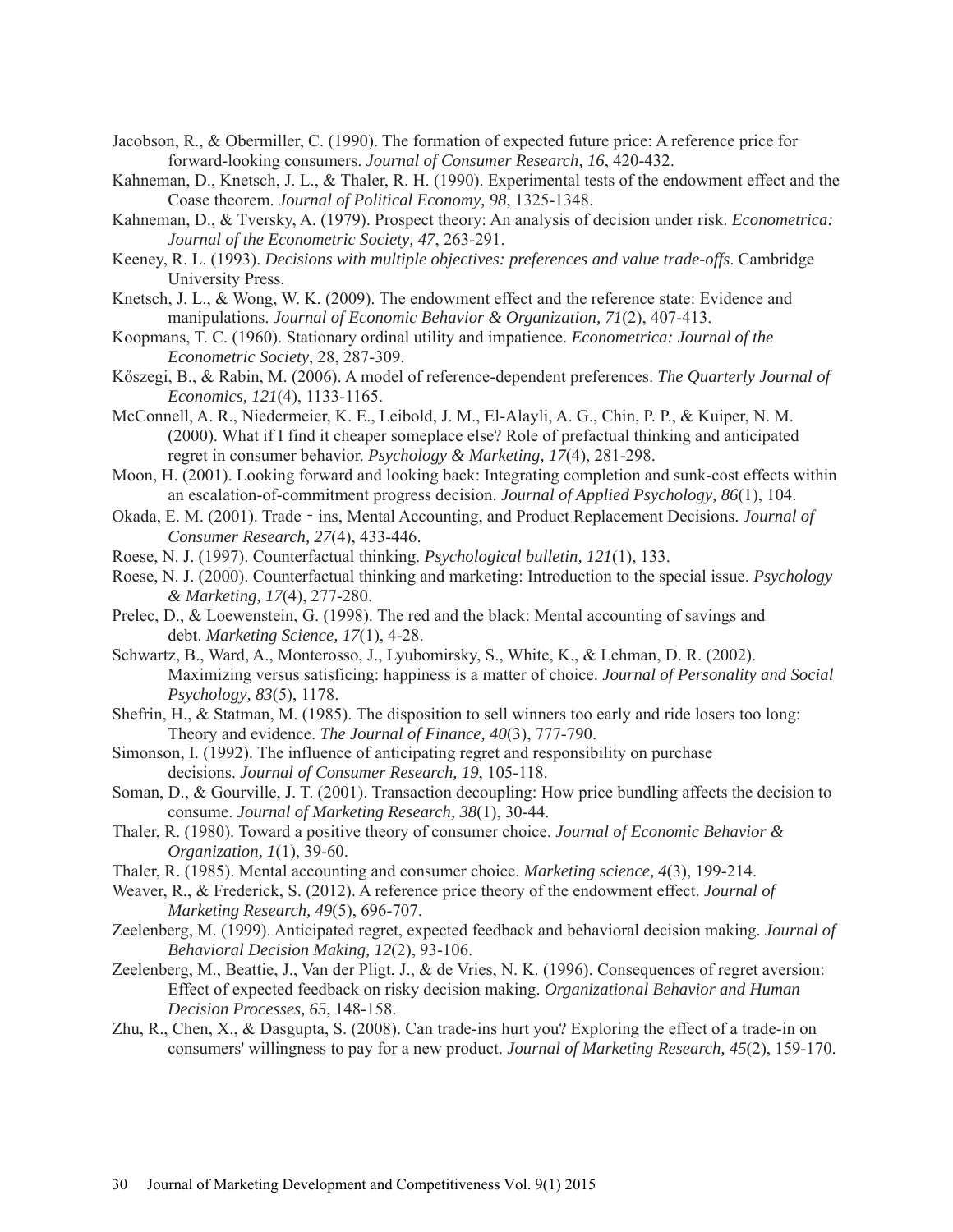Jacobson, R., & Obermiller, C. (1990). The formation of expected future price: A reference price for forward-looking consumers. *Journal of Consumer Research, 16*, 420-432.

Kahneman, D., Knetsch, J. L., & Thaler, R. H. (1990). Experimental tests of the endowment effect and the Coase theorem. *Journal of Political Economy, 98*, 1325-1348.

Kahneman, D., & Tversky, A. (1979). Prospect theory: An analysis of decision under risk. *Econometrica: Journal of the Econometric Society, 47*, 263-291.

Keeney, R. L. (1993). *Decisions with multiple objectives: preferences and value trade-offs*. Cambridge University Press.

Knetsch, J. L., & Wong, W. K. (2009). The endowment effect and the reference state: Evidence and manipulations. *Journal of Economic Behavior & Organization, 71*(2), 407-413.

Koopmans, T. C. (1960). Stationary ordinal utility and impatience. *Econometrica: Journal of the Econometric Society*, 28, 287-309.

Kőszegi, B., & Rabin, M. (2006). A model of reference-dependent preferences. *The Quarterly Journal of Economics, 121*(4), 1133-1165.

McConnell, A. R., Niedermeier, K. E., Leibold, J. M., El-Alayli, A. G., Chin, P. P., & Kuiper, N. M. (2000). What if I find it cheaper someplace else? Role of prefactual thinking and anticipated regret in consumer behavior. *Psychology & Marketing, 17*(4), 281-298.

Moon, H. (2001). Looking forward and looking back: Integrating completion and sunk-cost effects within an escalation-of-commitment progress decision. *Journal of Applied Psychology, 86*(1), 104.

Okada, E. M. (2001). Trade‐ins, Mental Accounting, and Product Replacement Decisions. *Journal of Consumer Research, 27*(4), 433-446.

Roese, N. J. (1997). Counterfactual thinking. *Psychological bulletin, 121*(1), 133.

Roese, N. J. (2000). Counterfactual thinking and marketing: Introduction to the special issue. *Psychology & Marketing, 17*(4), 277-280.

Prelec, D., & Loewenstein, G. (1998). The red and the black: Mental accounting of savings and debt. *Marketing Science, 17*(1), 4-28.

Schwartz, B., Ward, A., Monterosso, J., Lyubomirsky, S., White, K., & Lehman, D. R. (2002). Maximizing versus satisficing: happiness is a matter of choice. *Journal of Personality and Social Psychology, 83*(5), 1178.

Shefrin, H., & Statman, M. (1985). The disposition to sell winners too early and ride losers too long: Theory and evidence. *The Journal of Finance, 40*(3), 777-790.

Simonson, I. (1992). The influence of anticipating regret and responsibility on purchase decisions. *Journal of Consumer Research, 19*, 105-118.

Soman, D., & Gourville, J. T. (2001). Transaction decoupling: How price bundling affects the decision to consume. *Journal of Marketing Research, 38*(1), 30-44.

Thaler, R. (1980). Toward a positive theory of consumer choice. *Journal of Economic Behavior & Organization, 1*(1), 39-60.

Thaler, R. (1985). Mental accounting and consumer choice. *Marketing science, 4*(3), 199-214.

Weaver, R., & Frederick, S. (2012). A reference price theory of the endowment effect. *Journal of Marketing Research, 49*(5), 696-707.

Zeelenberg, M. (1999). Anticipated regret, expected feedback and behavioral decision making. *Journal of Behavioral Decision Making, 12*(2), 93-106.

Zeelenberg, M., Beattie, J., Van der Pligt, J., & de Vries, N. K. (1996). Consequences of regret aversion: Effect of expected feedback on risky decision making. *Organizational Behavior and Human Decision Processes, 65*, 148-158.

Zhu, R., Chen, X., & Dasgupta, S. (2008). Can trade-ins hurt you? Exploring the effect of a trade-in on consumers' willingness to pay for a new product. *Journal of Marketing Research, 45*(2), 159-170.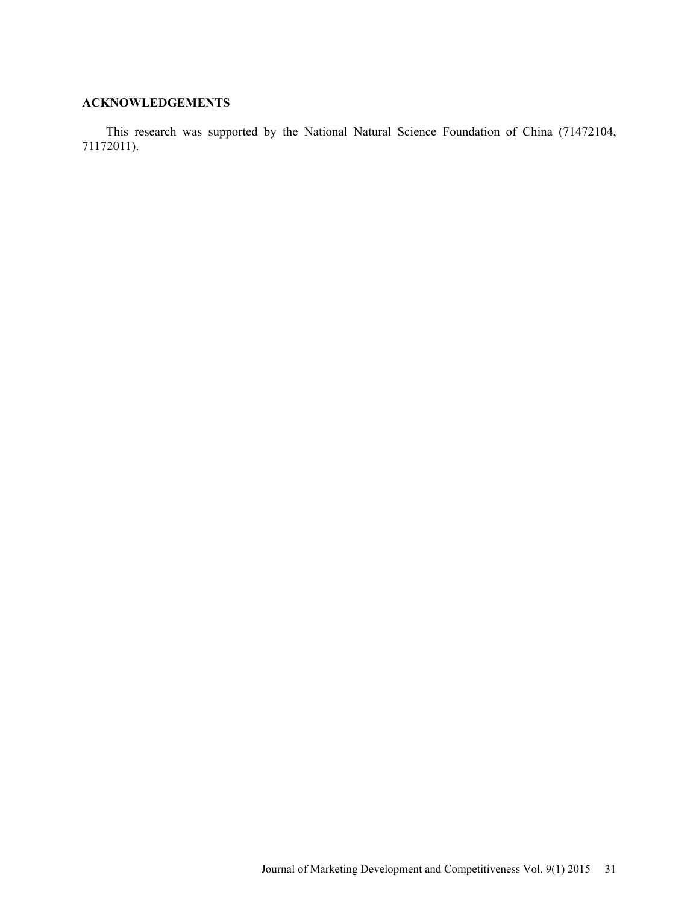## ACKNOWLEDGEMENTS

This research was supported by the National Natural Science Foundation of China (71472104, 71172011).